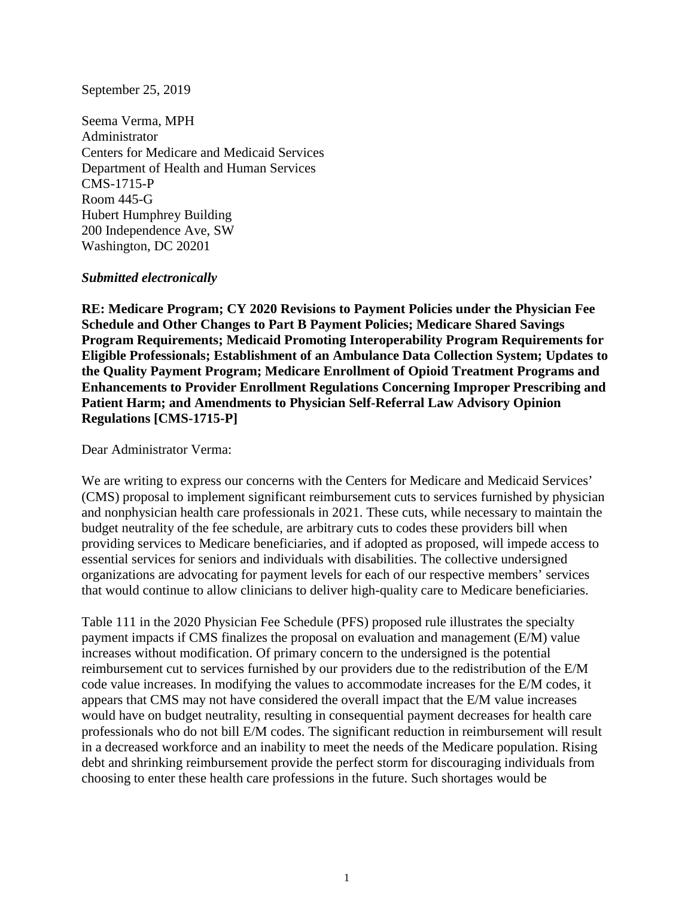September 25, 2019

Seema Verma, MPH
Administrator
Centers for Medicare and Medicaid Services
Department of Health and Human Services
CMS-1715-P
Room 445-G
Hubert Humphrey Building
200 Independence Ave, SW
Washington, DC 20201

***Submitted electronically***

**RE: Medicare Program; CY 2020 Revisions to Payment Policies under the Physician Fee Schedule and Other Changes to Part B Payment Policies; Medicare Shared Savings Program Requirements; Medicaid Promoting Interoperability Program Requirements for Eligible Professionals; Establishment of an Ambulance Data Collection System; Updates to the Quality Payment Program; Medicare Enrollment of Opioid Treatment Programs and Enhancements to Provider Enrollment Regulations Concerning Improper Prescribing and Patient Harm; and Amendments to Physician Self-Referral Law Advisory Opinion Regulations [CMS-1715-P]**

Dear Administrator Verma:

We are writing to express our concerns with the Centers for Medicare and Medicaid Services' (CMS) proposal to implement significant reimbursement cuts to services furnished by physician and nonphysician health care professionals in 2021. These cuts, while necessary to maintain the budget neutrality of the fee schedule, are arbitrary cuts to codes these providers bill when providing services to Medicare beneficiaries, and if adopted as proposed, will impede access to essential services for seniors and individuals with disabilities. The collective undersigned organizations are advocating for payment levels for each of our respective members' services that would continue to allow clinicians to deliver high-quality care to Medicare beneficiaries.

Table 111 in the 2020 Physician Fee Schedule (PFS) proposed rule illustrates the specialty payment impacts if CMS finalizes the proposal on evaluation and management (E/M) value increases without modification. Of primary concern to the undersigned is the potential reimbursement cut to services furnished by our providers due to the redistribution of the E/M code value increases. In modifying the values to accommodate increases for the E/M codes, it appears that CMS may not have considered the overall impact that the E/M value increases would have on budget neutrality, resulting in consequential payment decreases for health care professionals who do not bill E/M codes. The significant reduction in reimbursement will result in a decreased workforce and an inability to meet the needs of the Medicare population. Rising debt and shrinking reimbursement provide the perfect storm for discouraging individuals from choosing to enter these health care professions in the future. Such shortages would be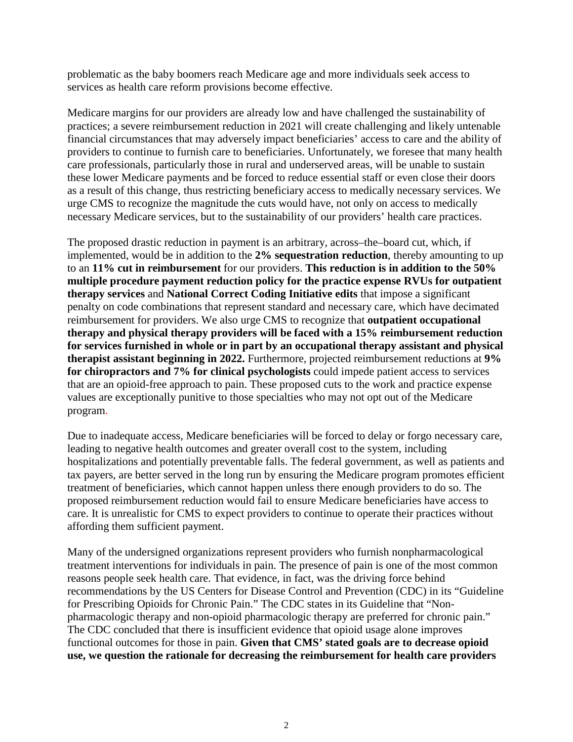problematic as the baby boomers reach Medicare age and more individuals seek access to services as health care reform provisions become effective.

Medicare margins for our providers are already low and have challenged the sustainability of practices; a severe reimbursement reduction in 2021 will create challenging and likely untenable financial circumstances that may adversely impact beneficiaries' access to care and the ability of providers to continue to furnish care to beneficiaries. Unfortunately, we foresee that many health care professionals, particularly those in rural and underserved areas, will be unable to sustain these lower Medicare payments and be forced to reduce essential staff or even close their doors as a result of this change, thus restricting beneficiary access to medically necessary services. We urge CMS to recognize the magnitude the cuts would have, not only on access to medically necessary Medicare services, but to the sustainability of our providers' health care practices.

The proposed drastic reduction in payment is an arbitrary, across–the–board cut, which, if implemented, would be in addition to the **2% sequestration reduction**, thereby amounting to up to an **11% cut in reimbursement** for our providers. **This reduction is in addition to the 50% multiple procedure payment reduction policy for the practice expense RVUs for outpatient therapy services** and **National Correct Coding Initiative edits** that impose a significant penalty on code combinations that represent standard and necessary care, which have decimated reimbursement for providers. We also urge CMS to recognize that **outpatient occupational therapy and physical therapy providers will be faced with a 15% reimbursement reduction for services furnished in whole or in part by an occupational therapy assistant and physical therapist assistant beginning in 2022.** Furthermore, projected reimbursement reductions at **9% for chiropractors and 7% for clinical psychologists** could impede patient access to services that are an opioid-free approach to pain. These proposed cuts to the work and practice expense values are exceptionally punitive to those specialties who may not opt out of the Medicare program.

Due to inadequate access, Medicare beneficiaries will be forced to delay or forgo necessary care, leading to negative health outcomes and greater overall cost to the system, including hospitalizations and potentially preventable falls. The federal government, as well as patients and tax payers, are better served in the long run by ensuring the Medicare program promotes efficient treatment of beneficiaries, which cannot happen unless there enough providers to do so. The proposed reimbursement reduction would fail to ensure Medicare beneficiaries have access to care. It is unrealistic for CMS to expect providers to continue to operate their practices without affording them sufficient payment.

Many of the undersigned organizations represent providers who furnish nonpharmacological treatment interventions for individuals in pain. The presence of pain is one of the most common reasons people seek health care. That evidence, in fact, was the driving force behind recommendations by the US Centers for Disease Control and Prevention (CDC) in its "Guideline for Prescribing Opioids for Chronic Pain." The CDC states in its Guideline that "Non-pharmacologic therapy and non-opioid pharmacologic therapy are preferred for chronic pain." The CDC concluded that there is insufficient evidence that opioid usage alone improves functional outcomes for those in pain. **Given that CMS' stated goals are to decrease opioid use, we question the rationale for decreasing the reimbursement for health care providers**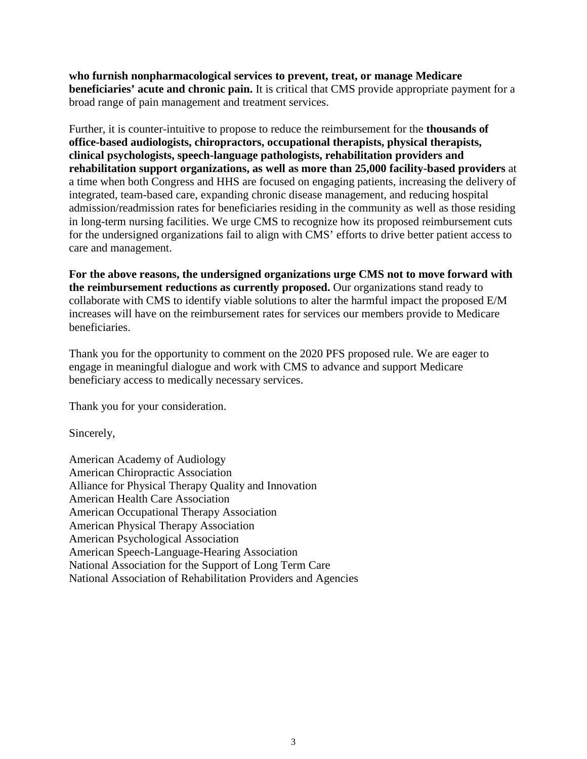**who furnish nonpharmacological services to prevent, treat, or manage Medicare beneficiaries' acute and chronic pain.** It is critical that CMS provide appropriate payment for a broad range of pain management and treatment services.

Further, it is counter-intuitive to propose to reduce the reimbursement for the **thousands of office-based audiologists, chiropractors, occupational therapists, physical therapists, clinical psychologists, speech-language pathologists, rehabilitation providers and rehabilitation support organizations, as well as more than 25,000 facility-based providers** at a time when both Congress and HHS are focused on engaging patients, increasing the delivery of integrated, team-based care, expanding chronic disease management, and reducing hospital admission/readmission rates for beneficiaries residing in the community as well as those residing in long-term nursing facilities. We urge CMS to recognize how its proposed reimbursement cuts for the undersigned organizations fail to align with CMS' efforts to drive better patient access to care and management.

**For the above reasons, the undersigned organizations urge CMS not to move forward with the reimbursement reductions as currently proposed.** Our organizations stand ready to collaborate with CMS to identify viable solutions to alter the harmful impact the proposed E/M increases will have on the reimbursement rates for services our members provide to Medicare beneficiaries.

Thank you for the opportunity to comment on the 2020 PFS proposed rule. We are eager to engage in meaningful dialogue and work with CMS to advance and support Medicare beneficiary access to medically necessary services.

Thank you for your consideration.

Sincerely,

American Academy of Audiology  
American Chiropractic Association  
Alliance for Physical Therapy Quality and Innovation  
American Health Care Association  
American Occupational Therapy Association  
American Physical Therapy Association  
American Psychological Association  
American Speech-Language-Hearing Association  
National Association for the Support of Long Term Care  
National Association of Rehabilitation Providers and Agencies